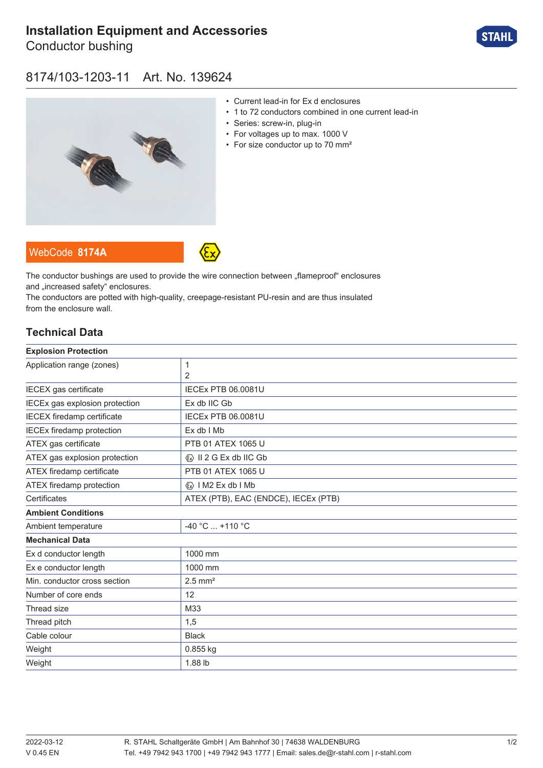# Installation Equipment and Accessories

Conductor bushing

## 8174/103-1203-11 Art. No. 139624

- Current lead-in for Ex d enclosures
- 1 to 72 conductors combined in one current lead-in
- Series: screw-in, plug-in
- For voltages up to max. 1000 V
- For size conductor up to 70 mm²

WebCode **8174A**

The conductor bushings are used to provide the wire connection between „flameproof“ enclosures and „increased safety“ enclosures.
The conductors are potted with high-quality, creepage-resistant PU-resin and are thus insulated from the enclosure wall.

## Technical Data

| **Explosion Protection** | |
|---|---|
| Application range (zones) | 1<br>2 |
| IECEX gas certificate | IECEx PTB 06.0081U |
| IECEx gas explosion protection | Ex db IIC Gb |
| IECEX firedamp certificate | IECEx PTB 06.0081U |
| IECEx firedamp protection | Ex db I Mb |
| ATEX gas certificate | PTB 01 ATEX 1065 U |
| ATEX gas explosion protection | Ⓔx II 2 G Ex db IIC Gb |
| ATEX firedamp certificate | PTB 01 ATEX 1065 U |
| ATEX firedamp protection | Ⓔx I M2 Ex db I Mb |
| Certificates | ATEX (PTB), EAC (ENDCE), IECEx (PTB) |
| **Ambient Conditions** | |
| Ambient temperature | -40 °C ... +110 °C |
| **Mechanical Data** | |
| Ex d conductor length | 1000 mm |
| Ex e conductor length | 1000 mm |
| Min. conductor cross section | 2.5 mm² |
| Number of core ends | 12 |
| Thread size | M33 |
| Thread pitch | 1,5 |
| Cable colour | Black |
| Weight | 0.855 kg |
| Weight | 1.88 lb |

2022-03-12
V 0.45 EN

R. STAHL Schaltgeräte GmbH | Am Bahnhof 30 | 74638 WALDENBURG
Tel. +49 7942 943 1700 | +49 7942 943 1777 | Email: sales.de@r-stahl.com | r-stahl.com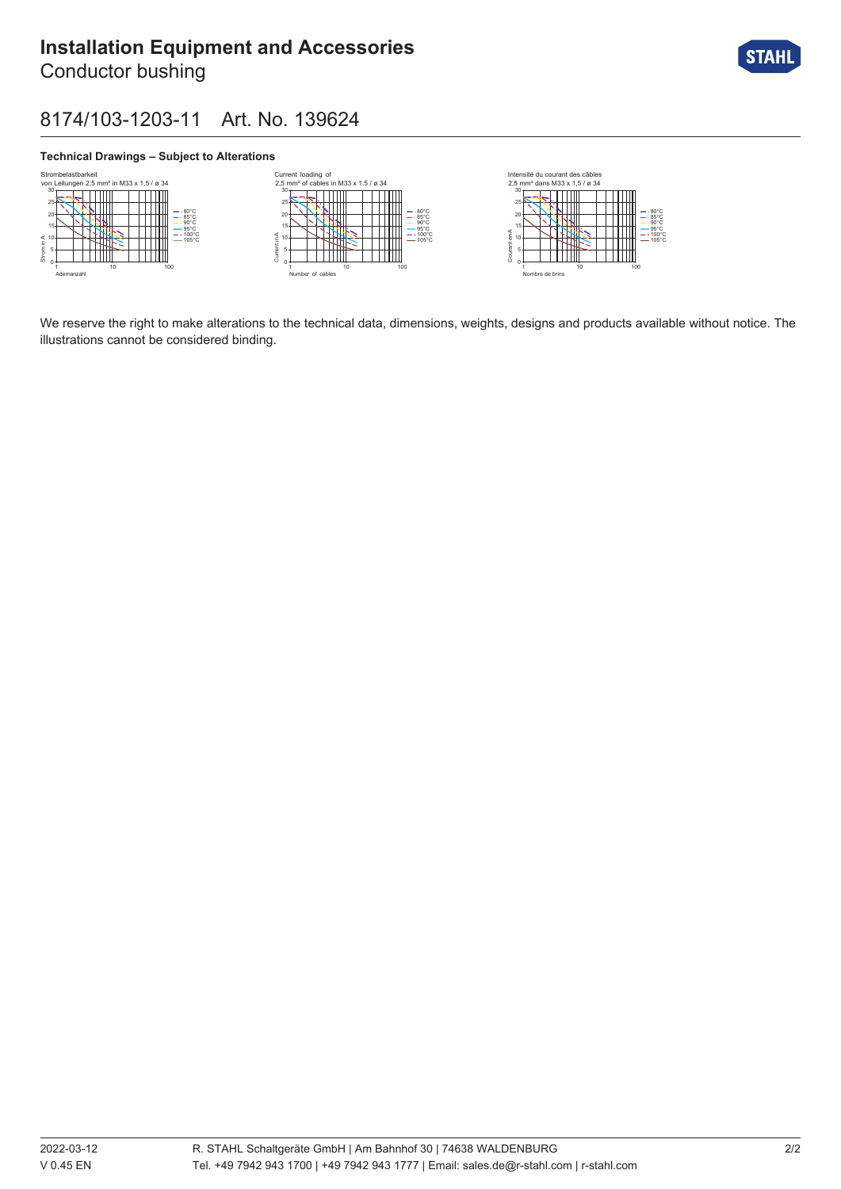# Installation Equipment and Accessories

Conductor bushing

## 8174/103-1203-11 Art. No. 139624

**Technical Drawings – Subject to Alterations**

Strombelastbarkeit
von Leitungen 2,5 mm² in M33 x 1,5 / ø 34
30
25
20
15
10
5
0
Strom in A
1
10
100
Adernanzahl
80°C
85°C
90°C
95°C
100°C
105°C

Current loading of
2,5 mm² of cables in M33 x 1,5 / ø 34
30
25
20
15
10
5
0
Current in A
1
10
100
Number of cables
80°C
85°C
90°C
95°C
100°C
105°C

Intensité du courant des câbles
2,5 mm² dans M33 x 1,5 / ø 34
30
25
20
15
10
5
0
Courant en A
1
10
100
Nombre de brins
80°C
85°C
90°C
95°C
100°C
105°C

We reserve the right to make alterations to the technical data, dimensions, weights, designs and products available without notice. The illustrations cannot be considered binding.

2022-03-12
V 0.45 EN

R. STAHL Schaltgeräte GmbH | Am Bahnhof 30 | 74638 WALDENBURG
Tel. +49 7942 943 1700 | +49 7942 943 1777 | Email: sales.de@r-stahl.com | r-stahl.com